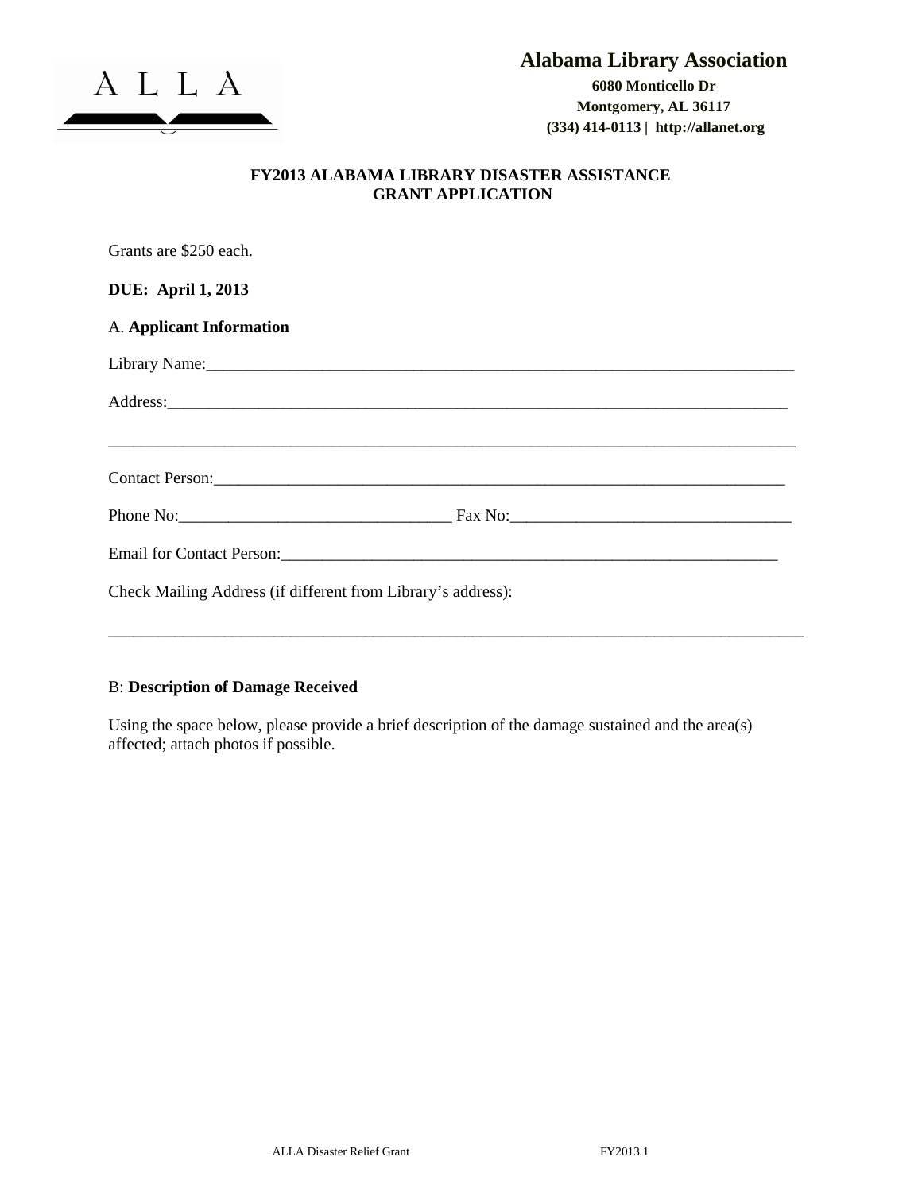ALLA

**Alabama Library Association**

**6080 Monticello Dr**
**Montgomery, AL 36117**
**(334) 414-0113 | http://allanet.org**

## FY2013 ALABAMA LIBRARY DISASTER ASSISTANCE GRANT APPLICATION

Grants are $250 each.

**DUE: April 1, 2013**

A. **Applicant Information**

Library Name:_____________________________________________________________________________

Address:__________________________________________________________________________________

__________________________________________________________________________________________

Contact Person:____________________________________________________________________________

Phone No:_________________________________ Fax No:__________________________________

Email for Contact Person:___________________________________________________________________

Check Mailing Address (if different from Library's address):

__________________________________________________________________________________________

B: **Description of Damage Received**

Using the space below, please provide a brief description of the damage sustained and the area(s) affected; attach photos if possible.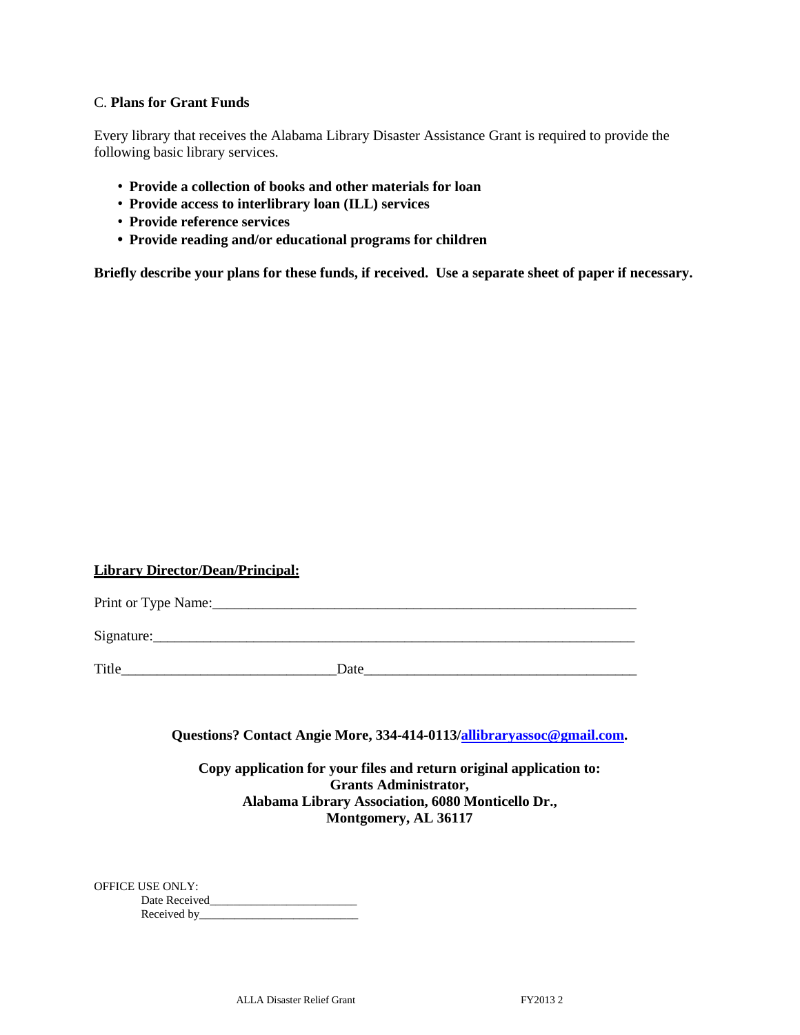C. **Plans for Grant Funds**

Every library that receives the Alabama Library Disaster Assistance Grant is required to provide the following basic library services.

- **Provide a collection of books and other materials for loan**
- **Provide access to interlibrary loan (ILL) services**
- **Provide reference services**
- **Provide reading and/or educational programs for children**

**Briefly describe your plans for these funds, if received. Use a separate sheet of paper if necessary.**

**Library Director/Dean/Principal:**

Print or Type Name:_____________________________________________________________

Signature:_____________________________________________________________________

Title_____________________________Date_____________________________________

**Questions? Contact Angie More, 334-414-0113/allibraryassoc@gmail.com.**

**Copy application for your files and return original application to:**
**Grants Administrator,**
**Alabama Library Association, 6080 Monticello Dr.,**
**Montgomery, AL 36117**

OFFICE USE ONLY:
Date Received_________________________
Received by___________________________